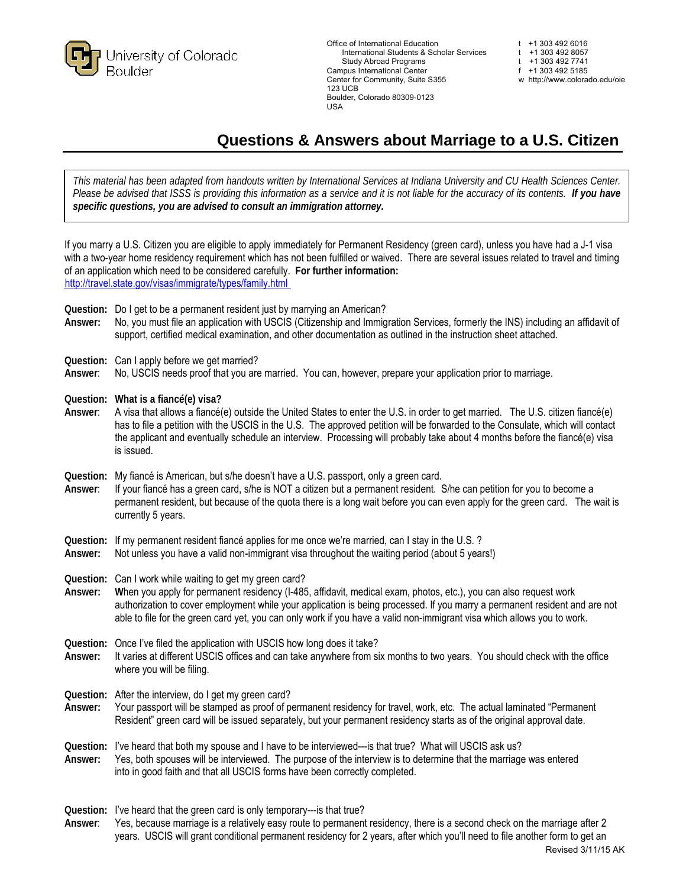University of Colorado Boulder

Office of International Education
International Students & Scholar Services
Study Abroad Programs
Campus International Center
Center for Community, Suite S355
123 UCB
Boulder, Colorado 80309-0123
USA

t +1 303 492 6016
t +1 303 492 8057
t +1 303 492 7741
f +1 303 492 5185
w http://www.colorado.edu/oie

# Questions & Answers about Marriage to a U.S. Citizen

*This material has been adapted from handouts written by International Services at Indiana University and CU Health Sciences Center. Please be advised that ISSS is providing this information as a service and it is not liable for the accuracy of its contents.* ***If you have specific questions, you are advised to consult an immigration attorney.***

If you marry a U.S. Citizen you are eligible to apply immediately for Permanent Residency (green card), unless you have had a J-1 visa with a two-year home residency requirement which has not been fulfilled or waived. There are several issues related to travel and timing of an application which need to be considered carefully. **For further information:** http://travel.state.gov/visas/immigrate/types/family.html

**Question:** Do I get to be a permanent resident just by marrying an American?
**Answer:** No, you must file an application with USCIS (Citizenship and Immigration Services, formerly the INS) including an affidavit of support, certified medical examination, and other documentation as outlined in the instruction sheet attached.

**Question:** Can I apply before we get married?
**Answer**: No, USCIS needs proof that you are married. You can, however, prepare your application prior to marriage.

**Question: What is a fiancé(e) visa?**
**Answer**: A visa that allows a fiancé(e) outside the United States to enter the U.S. in order to get married. The U.S. citizen fiancé(e) has to file a petition with the USCIS in the U.S. The approved petition will be forwarded to the Consulate, which will contact the applicant and eventually schedule an interview. Processing will probably take about 4 months before the fiancé(e) visa is issued.

**Question:** My fiancé is American, but s/he doesn't have a U.S. passport, only a green card.
**Answer**: If your fiancé has a green card, s/he is NOT a citizen but a permanent resident. S/he can petition for you to become a permanent resident, but because of the quota there is a long wait before you can even apply for the green card. The wait is currently 5 years.

**Question:** If my permanent resident fiancé applies for me once we're married, can I stay in the U.S. ?
**Answer:** Not unless you have a valid non-immigrant visa throughout the waiting period (about 5 years!)

**Question:** Can I work while waiting to get my green card?
**Answer:** **W**hen you apply for permanent residency (I-485, affidavit, medical exam, photos, etc.), you can also request work authorization to cover employment while your application is being processed. If you marry a permanent resident and are not able to file for the green card yet, you can only work if you have a valid non-immigrant visa which allows you to work.

**Question:** Once I've filed the application with USCIS how long does it take?
**Answer:** It varies at different USCIS offices and can take anywhere from six months to two years. You should check with the office where you will be filing.

**Question:** After the interview, do I get my green card?
**Answer:** Your passport will be stamped as proof of permanent residency for travel, work, etc. The actual laminated "Permanent Resident" green card will be issued separately, but your permanent residency starts as of the original approval date.

**Question:** I've heard that both my spouse and I have to be interviewed---is that true? What will USCIS ask us?
**Answer:** Yes, both spouses will be interviewed. The purpose of the interview is to determine that the marriage was entered into in good faith and that all USCIS forms have been correctly completed.

**Question:** I've heard that the green card is only temporary---is that true?
**Answer**: Yes, because marriage is a relatively easy route to permanent residency, there is a second check on the marriage after 2 years. USCIS will grant conditional permanent residency for 2 years, after which you'll need to file another form to get an

Revised 3/11/15 AK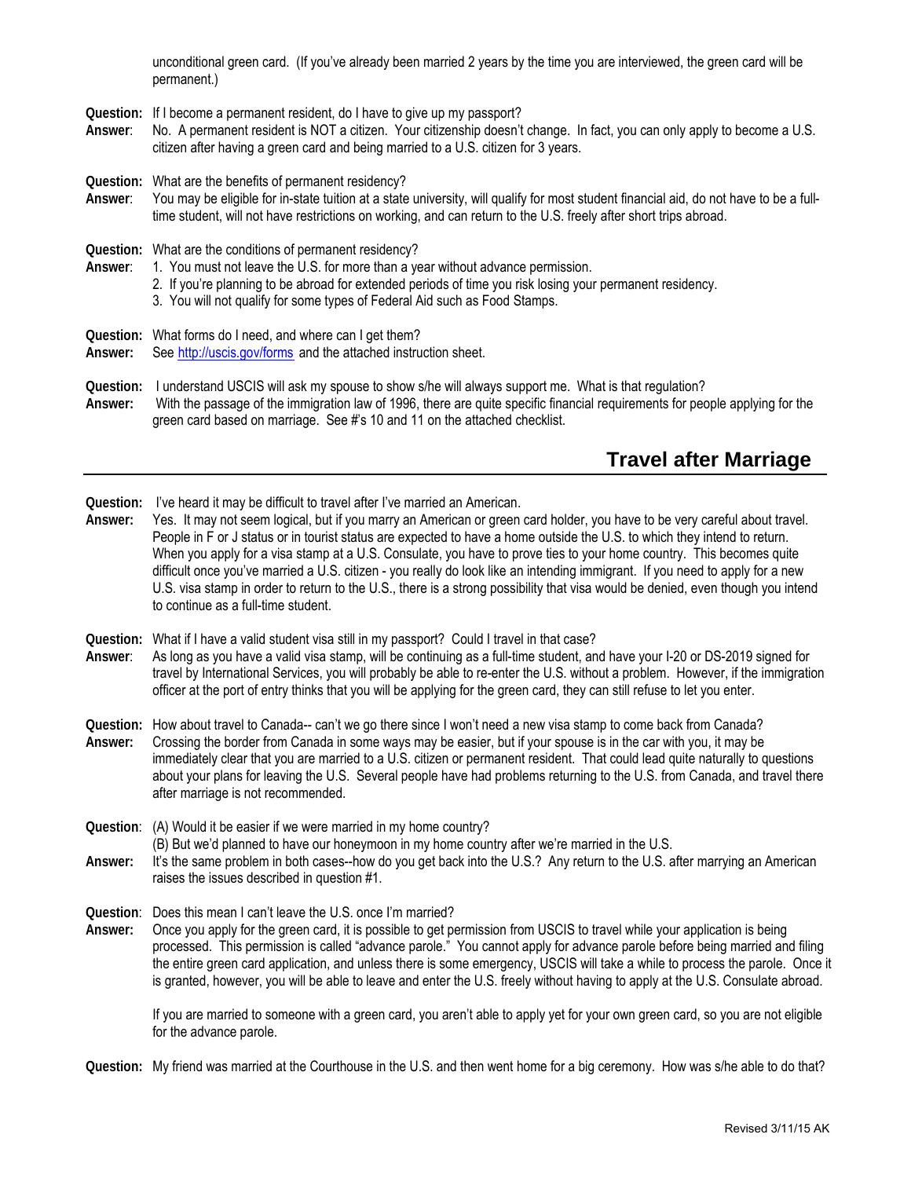unconditional green card. (If you've already been married 2 years by the time you are interviewed, the green card will be permanent.)

**Question:** If I become a permanent resident, do I have to give up my passport?
**Answer**: No. A permanent resident is NOT a citizen. Your citizenship doesn't change. In fact, you can only apply to become a U.S. citizen after having a green card and being married to a U.S. citizen for 3 years.

**Question:** What are the benefits of permanent residency?
**Answer**: You may be eligible for in-state tuition at a state university, will qualify for most student financial aid, do not have to be a full-time student, will not have restrictions on working, and can return to the U.S. freely after short trips abroad.

**Question:** What are the conditions of permanent residency?
**Answer**:
1. You must not leave the U.S. for more than a year without advance permission.
2. If you're planning to be abroad for extended periods of time you risk losing your permanent residency.
3. You will not qualify for some types of Federal Aid such as Food Stamps.

**Question:** What forms do I need, and where can I get them?
**Answer:** See http://uscis.gov/forms and the attached instruction sheet.

**Question:** I understand USCIS will ask my spouse to show s/he will always support me. What is that regulation?
**Answer:** With the passage of the immigration law of 1996, there are quite specific financial requirements for people applying for the green card based on marriage. See #'s 10 and 11 on the attached checklist.

## Travel after Marriage

**Question:** I've heard it may be difficult to travel after I've married an American.
**Answer:** Yes. It may not seem logical, but if you marry an American or green card holder, you have to be very careful about travel. People in F or J status or in tourist status are expected to have a home outside the U.S. to which they intend to return. When you apply for a visa stamp at a U.S. Consulate, you have to prove ties to your home country. This becomes quite difficult once you've married a U.S. citizen - you really do look like an intending immigrant. If you need to apply for a new U.S. visa stamp in order to return to the U.S., there is a strong possibility that visa would be denied, even though you intend to continue as a full-time student.

**Question:** What if I have a valid student visa still in my passport? Could I travel in that case?
**Answer**: As long as you have a valid visa stamp, will be continuing as a full-time student, and have your I-20 or DS-2019 signed for travel by International Services, you will probably be able to re-enter the U.S. without a problem. However, if the immigration officer at the port of entry thinks that you will be applying for the green card, they can still refuse to let you enter.

**Question:** How about travel to Canada-- can't we go there since I won't need a new visa stamp to come back from Canada?
**Answer:** Crossing the border from Canada in some ways may be easier, but if your spouse is in the car with you, it may be immediately clear that you are married to a U.S. citizen or permanent resident. That could lead quite naturally to questions about your plans for leaving the U.S. Several people have had problems returning to the U.S. from Canada, and travel there after marriage is not recommended.

**Question**: (A) Would it be easier if we were married in my home country?
(B) But we'd planned to have our honeymoon in my home country after we're married in the U.S.
**Answer:** It's the same problem in both cases--how do you get back into the U.S.? Any return to the U.S. after marrying an American raises the issues described in question #1.

**Question**: Does this mean I can't leave the U.S. once I'm married?
**Answer:** Once you apply for the green card, it is possible to get permission from USCIS to travel while your application is being processed. This permission is called "advance parole." You cannot apply for advance parole before being married and filing the entire green card application, and unless there is some emergency, USCIS will take a while to process the parole. Once it is granted, however, you will be able to leave and enter the U.S. freely without having to apply at the U.S. Consulate abroad.

If you are married to someone with a green card, you aren't able to apply yet for your own green card, so you are not eligible for the advance parole.

**Question:** My friend was married at the Courthouse in the U.S. and then went home for a big ceremony. How was s/he able to do that?

Revised 3/11/15 AK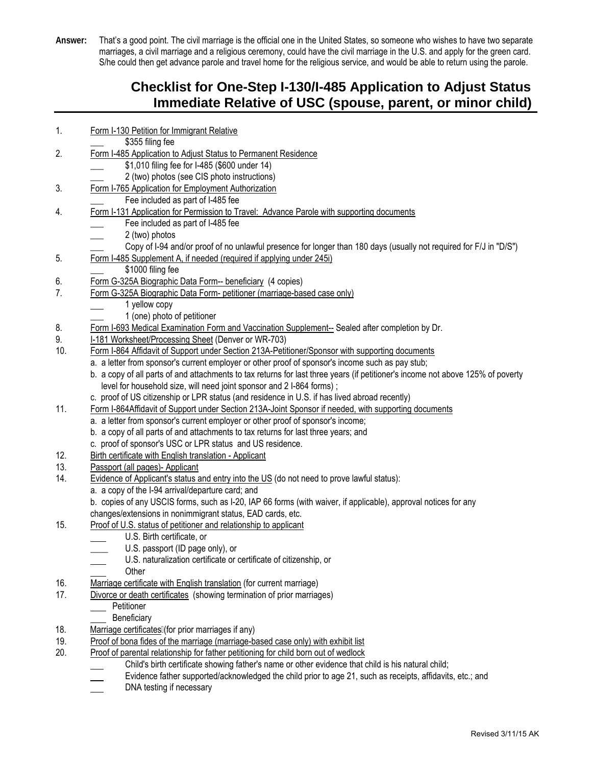**Answer:** That's a good point. The civil marriage is the official one in the United States, so someone who wishes to have two separate marriages, a civil marriage and a religious ceremony, could have the civil marriage in the U.S. and apply for the green card. S/he could then get advance parole and travel home for the religious service, and would be able to return using the parole.

# Checklist for One-Step I-130/I-485 Application to Adjust Status Immediate Relative of USC (spouse, parent, or minor child)

1. Form I-130 Petition for Immigrant Relative
   - ___ \$355 filing fee
2. Form I-485 Application to Adjust Status to Permanent Residence
   - ___ \$1,010 filing fee for I-485 (\$600 under 14)
   - ___ 2 (two) photos (see CIS photo instructions)
3. Form I-765 Application for Employment Authorization
   - ___ Fee included as part of I-485 fee
4. Form I-131 Application for Permission to Travel: Advance Parole with supporting documents
   - ___ Fee included as part of I-485 fee
   - ___ 2 (two) photos
   - ___ Copy of I-94 and/or proof of no unlawful presence for longer than 180 days (usually not required for F/J in "D/S")
5. Form I-485 Supplement A, if needed (required if applying under 245i)
   - ___ \$1000 filing fee
6. Form G-325A Biographic Data Form-- beneficiary (4 copies)
7. Form G-325A Biographic Data Form- petitioner (marriage-based case only)
   - ___ 1 yellow copy
   - ___ 1 (one) photo of petitioner
8. Form I-693 Medical Examination Form and Vaccination Supplement-- Sealed after completion by Dr.
9. I-181 Worksheet/Processing Sheet (Denver or WR-703)
10. Form I-864 Affidavit of Support under Section 213A-Petitioner/Sponsor with supporting documents
    a. a letter from sponsor's current employer or other proof of sponsor's income such as pay stub;
    b. a copy of all parts of and attachments to tax returns for last three years (if petitioner's income not above 125% of poverty level for household size, will need joint sponsor and 2 I-864 forms) ;
    c. proof of US citizenship or LPR status (and residence in U.S. if has lived abroad recently)
11. Form I-864Affidavit of Support under Section 213A-Joint Sponsor if needed, with supporting documents
    a. a letter from sponsor's current employer or other proof of sponsor's income;
    b. a copy of all parts of and attachments to tax returns for last three years; and
    c. proof of sponsor's USC or LPR status and US residence.
12. Birth certificate with English translation - Applicant
13. Passport (all pages)- Applicant
14. Evidence of Applicant's status and entry into the US (do not need to prove lawful status):
    a. a copy of the I-94 arrival/departure card; and
    b. copies of any USCIS forms, such as I-20, IAP 66 forms (with waiver, if applicable), approval notices for any changes/extensions in nonimmigrant status, EAD cards, etc.
15. Proof of U.S. status of petitioner and relationship to applicant
    - ___ U.S. Birth certificate, or
    - ___ U.S. passport (ID page only), or
    - ___ U.S. naturalization certificate or certificate of citizenship, or
    - ___ Other
16. Marriage certificate with English translation (for current marriage)
17. Divorce or death certificates (showing termination of prior marriages)
    - ___ Petitioner
    - ___ Beneficiary
18. Marriage certificates (for prior marriages if any)
19. Proof of bona fides of the marriage (marriage-based case only) with exhibit list
20. Proof of parental relationship for father petitioning for child born out of wedlock
    - ___ Child's birth certificate showing father's name or other evidence that child is his natural child;
    - ___ Evidence father supported/acknowledged the child prior to age 21, such as receipts, affidavits, etc.; and
    - ___ DNA testing if necessary

Revised 3/11/15 AK